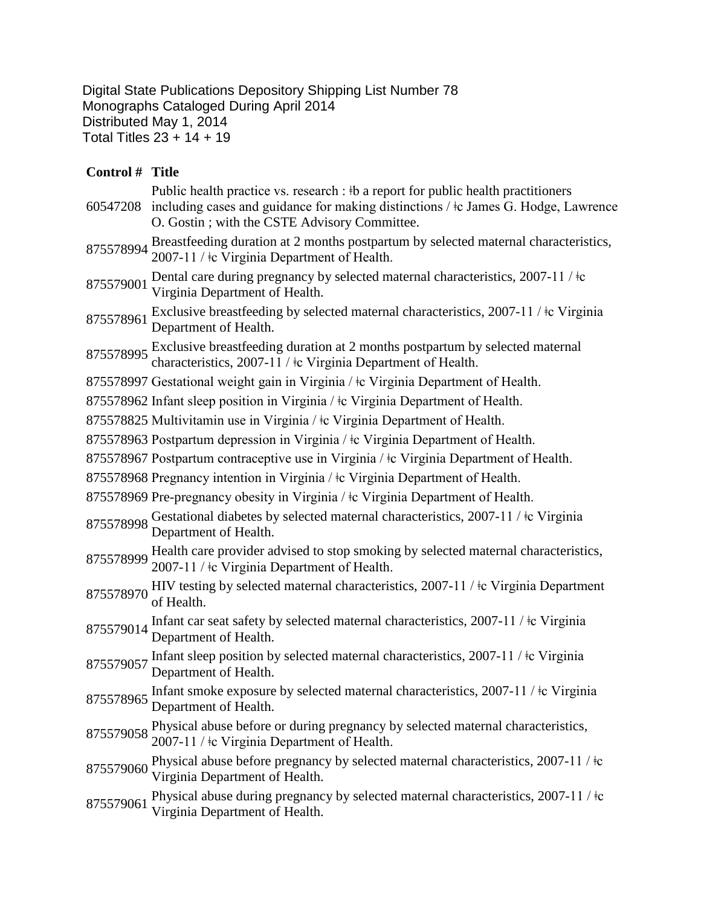Digital State Publications Depository Shipping List Number 78
Monographs Cataloged During April 2014
Distributed May 1, 2014
Total Titles 23 + 14 + 19

| Control # | Title |
|---|---|
| 60547208 | Public health practice vs. research : ǂb a report for public health practitioners including cases and guidance for making distinctions / ǂc James G. Hodge, Lawrence O. Gostin ; with the CSTE Advisory Committee. |
| 875578994 | Breastfeeding duration at 2 months postpartum by selected maternal characteristics, 2007-11 / ǂc Virginia Department of Health. |
| 875579001 | Dental care during pregnancy by selected maternal characteristics, 2007-11 / ǂc Virginia Department of Health. |
| 875578961 | Exclusive breastfeeding by selected maternal characteristics, 2007-11 / ǂc Virginia Department of Health. |
| 875578995 | Exclusive breastfeeding duration at 2 months postpartum by selected maternal characteristics, 2007-11 / ǂc Virginia Department of Health. |
| 875578997 | Gestational weight gain in Virginia / ǂc Virginia Department of Health. |
| 875578962 | Infant sleep position in Virginia / ǂc Virginia Department of Health. |
| 875578825 | Multivitamin use in Virginia / ǂc Virginia Department of Health. |
| 875578963 | Postpartum depression in Virginia / ǂc Virginia Department of Health. |
| 875578967 | Postpartum contraceptive use in Virginia / ǂc Virginia Department of Health. |
| 875578968 | Pregnancy intention in Virginia / ǂc Virginia Department of Health. |
| 875578969 | Pre-pregnancy obesity in Virginia / ǂc Virginia Department of Health. |
| 875578998 | Gestational diabetes by selected maternal characteristics, 2007-11 / ǂc Virginia Department of Health. |
| 875578999 | Health care provider advised to stop smoking by selected maternal characteristics, 2007-11 / ǂc Virginia Department of Health. |
| 875578970 | HIV testing by selected maternal characteristics, 2007-11 / ǂc Virginia Department of Health. |
| 875579014 | Infant car seat safety by selected maternal characteristics, 2007-11 / ǂc Virginia Department of Health. |
| 875579057 | Infant sleep position by selected maternal characteristics, 2007-11 / ǂc Virginia Department of Health. |
| 875578965 | Infant smoke exposure by selected maternal characteristics, 2007-11 / ǂc Virginia Department of Health. |
| 875579058 | Physical abuse before or during pregnancy by selected maternal characteristics, 2007-11 / ǂc Virginia Department of Health. |
| 875579060 | Physical abuse before pregnancy by selected maternal characteristics, 2007-11 / ǂc Virginia Department of Health. |
| 875579061 | Physical abuse during pregnancy by selected maternal characteristics, 2007-11 / ǂc Virginia Department of Health. |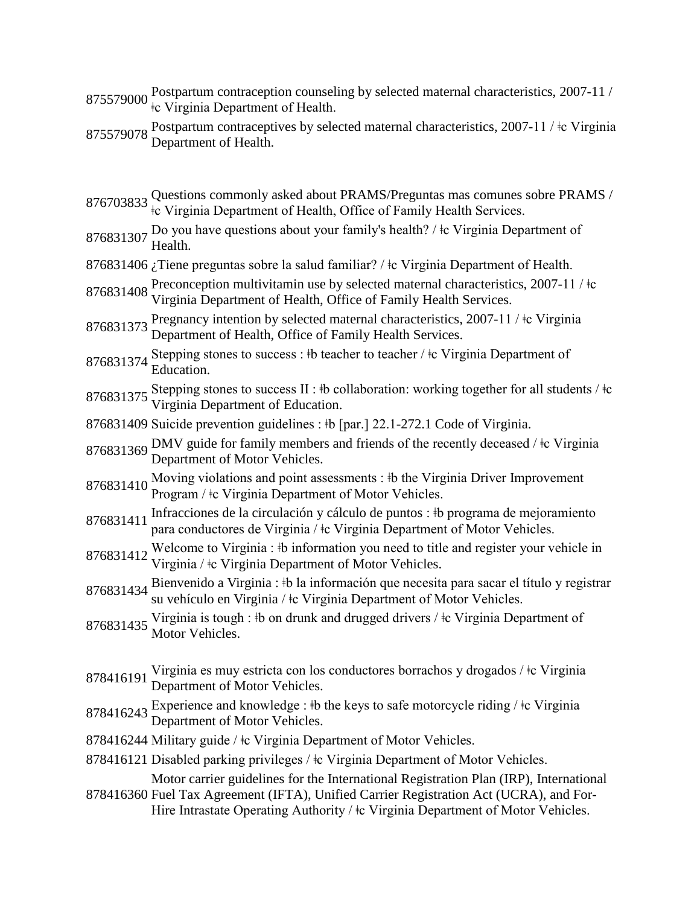875579000 Postpartum contraception counseling by selected maternal characteristics, 2007-11 / ǂc Virginia Department of Health.

875579078 Postpartum contraceptives by selected maternal characteristics, 2007-11 / ǂc Virginia Department of Health.

876703833 Questions commonly asked about PRAMS/Preguntas mas comunes sobre PRAMS / ǂc Virginia Department of Health, Office of Family Health Services.

876831307 Do you have questions about your family's health? / ǂc Virginia Department of Health.

876831406 ¿Tiene preguntas sobre la salud familiar? / ǂc Virginia Department of Health.

876831408 Preconception multivitamin use by selected maternal characteristics, 2007-11 / ǂc Virginia Department of Health, Office of Family Health Services.

876831373 Pregnancy intention by selected maternal characteristics, 2007-11 / ǂc Virginia Department of Health, Office of Family Health Services.

876831374 Stepping stones to success : ǂb teacher to teacher / ǂc Virginia Department of Education.

876831375 Stepping stones to success II : ǂb collaboration: working together for all students / ǂc Virginia Department of Education.

876831409 Suicide prevention guidelines : ǂb [par.] 22.1-272.1 Code of Virginia.

876831369 DMV guide for family members and friends of the recently deceased / ǂc Virginia Department of Motor Vehicles.

876831410 Moving violations and point assessments : ǂb the Virginia Driver Improvement Program / ǂc Virginia Department of Motor Vehicles.

876831411 Infracciones de la circulación y cálculo de puntos : ǂb programa de mejoramiento para conductores de Virginia / ǂc Virginia Department of Motor Vehicles.

876831412 Welcome to Virginia : ǂb information you need to title and register your vehicle in Virginia / ǂc Virginia Department of Motor Vehicles.

876831434 Bienvenido a Virginia : ǂb la información que necesita para sacar el título y registrar su vehículo en Virginia / ǂc Virginia Department of Motor Vehicles.

876831435 Virginia is tough : ǂb on drunk and drugged drivers / ǂc Virginia Department of Motor Vehicles.

878416191 Virginia es muy estricta con los conductores borrachos y drogados / ǂc Virginia Department of Motor Vehicles.

878416243 Experience and knowledge : ǂb the keys to safe motorcycle riding / ǂc Virginia Department of Motor Vehicles.

878416244 Military guide / ǂc Virginia Department of Motor Vehicles.

878416121 Disabled parking privileges / ǂc Virginia Department of Motor Vehicles.

878416360 Motor carrier guidelines for the International Registration Plan (IRP), International Fuel Tax Agreement (IFTA), Unified Carrier Registration Act (UCRA), and For-Hire Intrastate Operating Authority / ǂc Virginia Department of Motor Vehicles.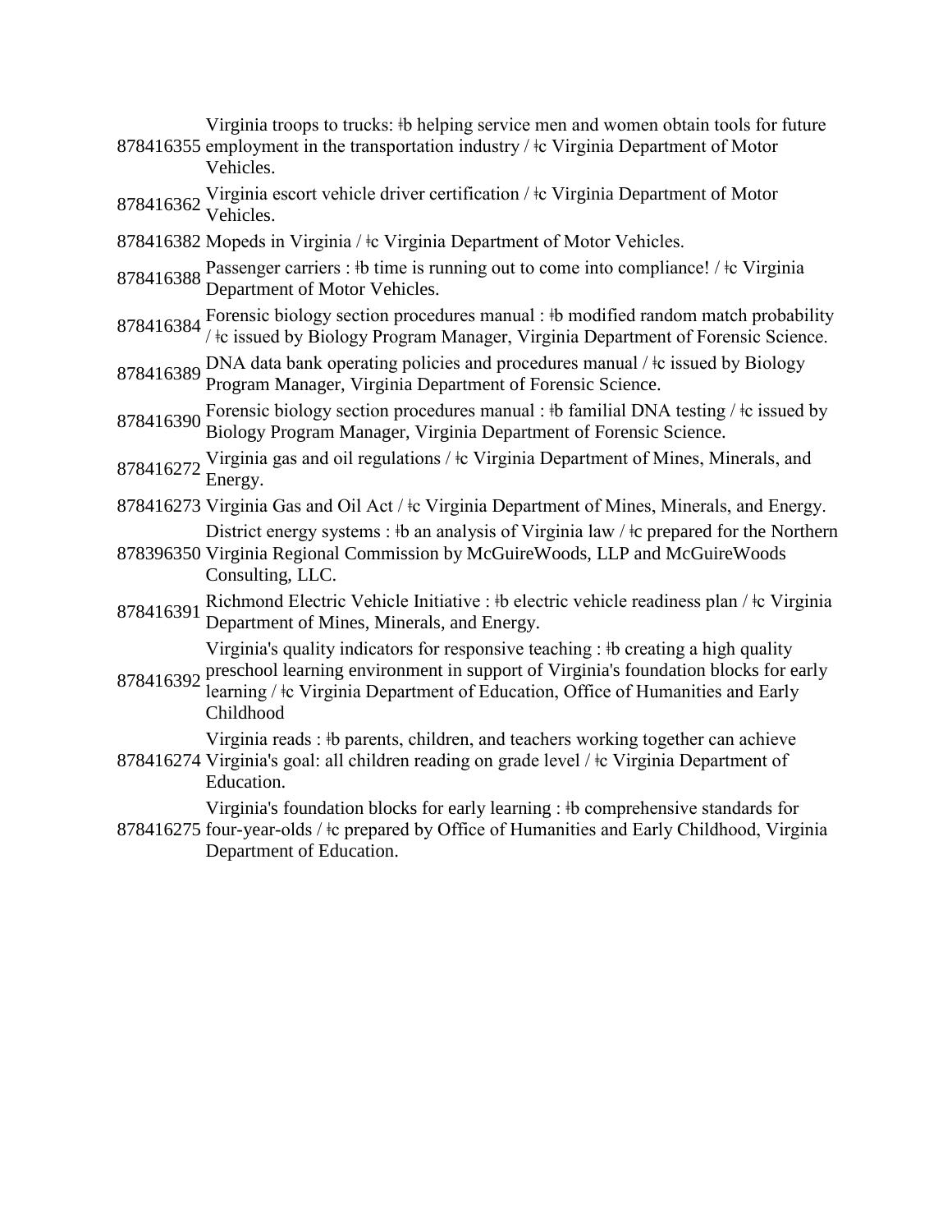| | |
|---|---|
| 878416355 | Virginia troops to trucks: ǂb helping service men and women obtain tools for future employment in the transportation industry / ǂc Virginia Department of Motor Vehicles. |
| 878416362 | Virginia escort vehicle driver certification / ǂc Virginia Department of Motor Vehicles. |
| 878416382 | Mopeds in Virginia / ǂc Virginia Department of Motor Vehicles. |
| 878416388 | Passenger carriers : ǂb time is running out to come into compliance! / ǂc Virginia Department of Motor Vehicles. |
| 878416384 | Forensic biology section procedures manual : ǂb modified random match probability / ǂc issued by Biology Program Manager, Virginia Department of Forensic Science. |
| 878416389 | DNA data bank operating policies and procedures manual / ǂc issued by Biology Program Manager, Virginia Department of Forensic Science. |
| 878416390 | Forensic biology section procedures manual : ǂb familial DNA testing / ǂc issued by Biology Program Manager, Virginia Department of Forensic Science. |
| 878416272 | Virginia gas and oil regulations / ǂc Virginia Department of Mines, Minerals, and Energy. |
| 878416273 | Virginia Gas and Oil Act / ǂc Virginia Department of Mines, Minerals, and Energy. |
| 878396350 | District energy systems : ǂb an analysis of Virginia law / ǂc prepared for the Northern Virginia Regional Commission by McGuireWoods, LLP and McGuireWoods Consulting, LLC. |
| 878416391 | Richmond Electric Vehicle Initiative : ǂb electric vehicle readiness plan / ǂc Virginia Department of Mines, Minerals, and Energy. |
| 878416392 | Virginia's quality indicators for responsive teaching : ǂb creating a high quality preschool learning environment in support of Virginia's foundation blocks for early learning / ǂc Virginia Department of Education, Office of Humanities and Early Childhood |
| 878416274 | Virginia reads : ǂb parents, children, and teachers working together can achieve Virginia's goal: all children reading on grade level / ǂc Virginia Department of Education. |
| 878416275 | Virginia's foundation blocks for early learning : ǂb comprehensive standards for four-year-olds / ǂc prepared by Office of Humanities and Early Childhood, Virginia Department of Education. |